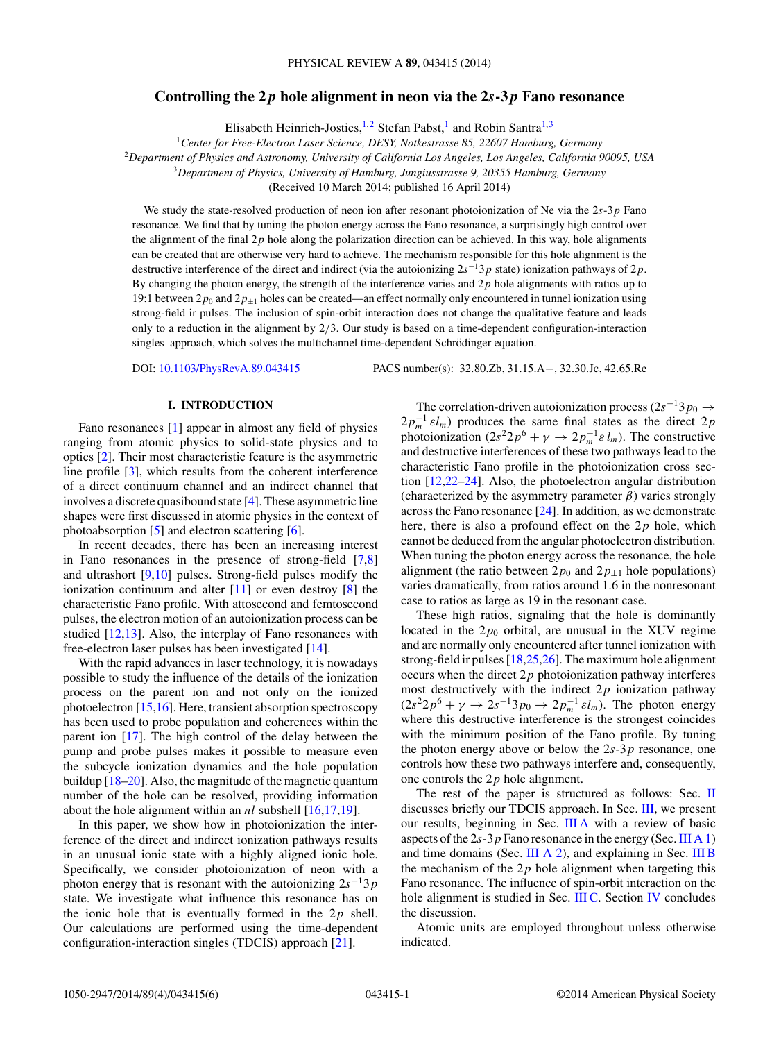# Controlling the $2p$ hole alignment in neon via the $2s$-$3p$ Fano resonance

Elisabeth Heinrich-Josties,[1,2] Stefan Pabst,[1] and Robin Santra[1,3]

[1]*Center for Free-Electron Laser Science, DESY, Notkestrasse 85, 22607 Hamburg, Germany*
[2]*Department of Physics and Astronomy, University of California Los Angeles, Los Angeles, California 90095, USA*
[3]*Department of Physics, University of Hamburg, Jungiusstrasse 9, 20355 Hamburg, Germany*

(Received 10 March 2014; published 16 April 2014)

We study the state-resolved production of neon ion after resonant photoionization of Ne via the $2s$-$3p$ Fano resonance. We find that by tuning the photon energy across the Fano resonance, a surprisingly high control over the alignment of the final $2p$ hole along the polarization direction can be achieved. In this way, hole alignments can be created that are otherwise very hard to achieve. The mechanism responsible for this hole alignment is the destructive interference of the direct and indirect (via the autoionizing $2s^{-1}3p$ state) ionization pathways of $2p$. By changing the photon energy, the strength of the interference varies and $2p$ hole alignments with ratios up to 19:1 between $2p_0$ and $2p_{\pm 1}$ holes can be created—an effect normally only encountered in tunnel ionization using strong-field ir pulses. The inclusion of spin-orbit interaction does not change the qualitative feature and leads only to a reduction in the alignment by 2/3. Our study is based on a time-dependent configuration-interaction singles approach, which solves the multichannel time-dependent Schrödinger equation.

DOI: 10.1103/PhysRevA.89.043415 PACS number(s): 32.80.Zb, 31.15.A−, 32.30.Jc, 42.65.Re

## I. INTRODUCTION

Fano resonances [1] appear in almost any field of physics ranging from atomic physics to solid-state physics and to optics [2]. Their most characteristic feature is the asymmetric line profile [3], which results from the coherent interference of a direct continuum channel and an indirect channel that involves a discrete quasibound state [4]. These asymmetric line shapes were first discussed in atomic physics in the context of photoabsorption [5] and electron scattering [6].

In recent decades, there has been an increasing interest in Fano resonances in the presence of strong-field [7,8] and ultrashort [9,10] pulses. Strong-field pulses modify the ionization continuum and alter [11] or even destroy [8] the characteristic Fano profile. With attosecond and femtosecond pulses, the electron motion of an autoionization process can be studied [12,13]. Also, the interplay of Fano resonances with free-electron laser pulses has been investigated [14].

With the rapid advances in laser technology, it is nowadays possible to study the influence of the details of the ionization process on the parent ion and not only on the ionized photoelectron [15,16]. Here, transient absorption spectroscopy has been used to probe population and coherences within the parent ion [17]. The high control of the delay between the pump and probe pulses makes it possible to measure even the subcycle ionization dynamics and the hole population buildup [18–20]. Also, the magnitude of the magnetic quantum number of the hole can be resolved, providing information about the hole alignment within an $nl$ subshell [16,17,19].

In this paper, we show how in photoionization the interference of the direct and indirect ionization pathways results in an unusual ionic state with a highly aligned ionic hole. Specifically, we consider photoionization of neon with a photon energy that is resonant with the autoionizing $2s^{-1}3p$ state. We investigate what influence this resonance has on the ionic hole that is eventually formed in the $2p$ shell. Our calculations are performed using the time-dependent configuration-interaction singles (TDCIS) approach [21].

The correlation-driven autoionization process ($2s^{-1}3p_0 \rightarrow 2p_m^{-1}\,\varepsilon l_m$) produces the same final states as the direct $2p$ photoionization ($2s^2 2p^6 + \gamma \rightarrow 2p_m^{-1}\varepsilon\, l_m$). The constructive and destructive interferences of these two pathways lead to the characteristic Fano profile in the photoionization cross section [12,22–24]. Also, the photoelectron angular distribution (characterized by the asymmetry parameter $\beta$) varies strongly across the Fano resonance [24]. In addition, as we demonstrate here, there is also a profound effect on the $2p$ hole, which cannot be deduced from the angular photoelectron distribution. When tuning the photon energy across the resonance, the hole alignment (the ratio between $2p_0$ and $2p_{\pm 1}$ hole populations) varies dramatically, from ratios around 1.6 in the nonresonant case to ratios as large as 19 in the resonant case.

These high ratios, signaling that the hole is dominantly located in the $2p_0$ orbital, are unusual in the XUV regime and are normally only encountered after tunnel ionization with strong-field ir pulses [18,25,26]. The maximum hole alignment occurs when the direct $2p$ photoionization pathway interferes most destructively with the indirect $2p$ ionization pathway ($2s^2 2p^6 + \gamma \rightarrow 2s^{-1}3p_0 \rightarrow 2p_m^{-1}\,\varepsilon l_m$). The photon energy where this destructive interference is the strongest coincides with the minimum position of the Fano profile. By tuning the photon energy above or below the $2s$-$3p$ resonance, one controls how these two pathways interfere and, consequently, one controls the $2p$ hole alignment.

The rest of the paper is structured as follows: Sec. II discusses briefly our TDCIS approach. In Sec. III, we present our results, beginning in Sec. III A with a review of basic aspects of the $2s$-$3p$ Fano resonance in the energy (Sec. III A 1) and time domains (Sec. III A 2), and explaining in Sec. III B the mechanism of the $2p$ hole alignment when targeting this Fano resonance. The influence of spin-orbit interaction on the hole alignment is studied in Sec. III C. Section IV concludes the discussion.

Atomic units are employed throughout unless otherwise indicated.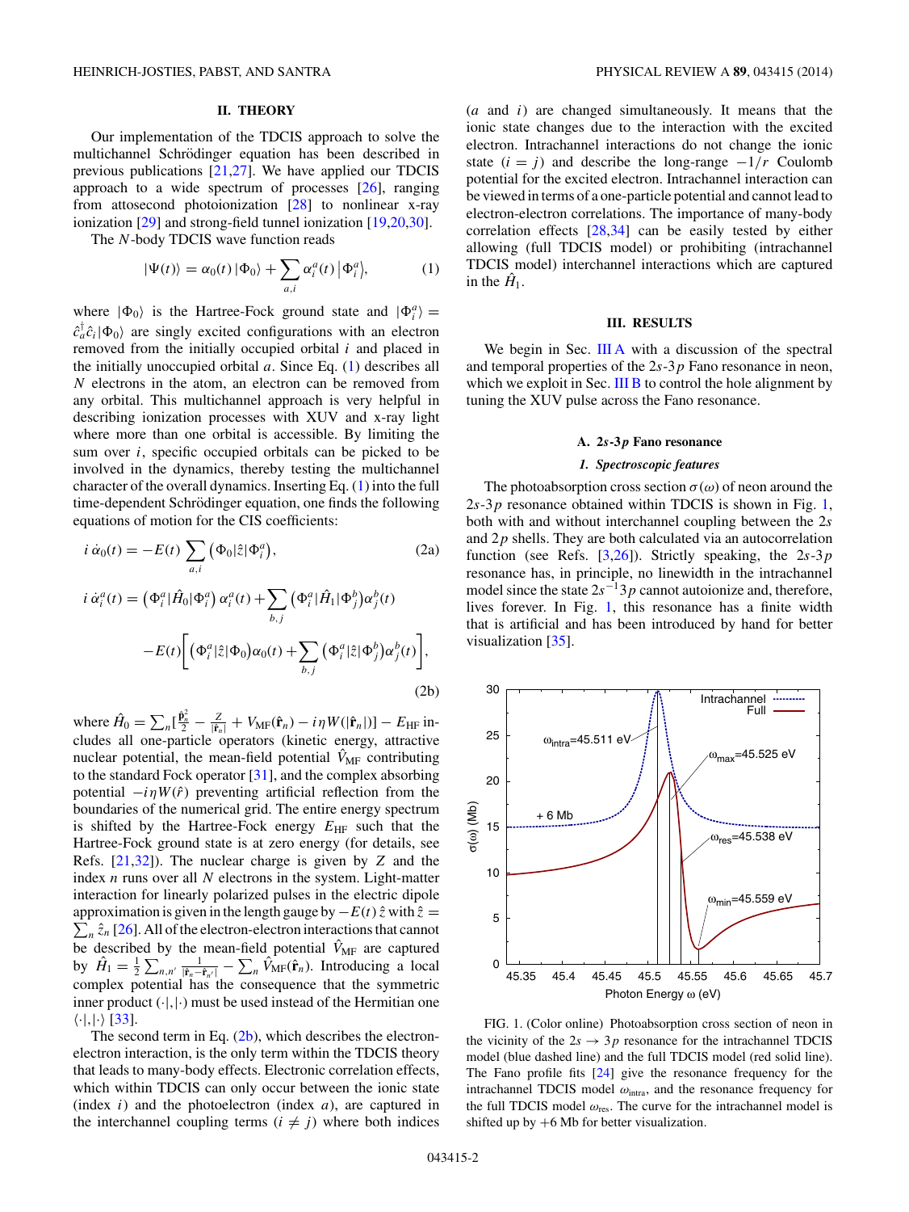## II. THEORY

Our implementation of the TDCIS approach to solve the multichannel Schrödinger equation has been described in previous publications [21,27]. We have applied our TDCIS approach to a wide spectrum of processes [26], ranging from attosecond photoionization [28] to nonlinear x-ray ionization [29] and strong-field tunnel ionization [19,20,30].

The $N$-body TDCIS wave function reads

$$|\Psi(t)\rangle = \alpha_0(t)\,|\Phi_0\rangle + \sum_{a,i} \alpha_i^a(t)\,\big|\Phi_i^a\big\rangle, \tag{1}$$

where $|\Phi_0\rangle$ is the Hartree-Fock ground state and $|\Phi_i^a\rangle = \hat{c}_a^\dagger \hat{c}_i |\Phi_0\rangle$ are singly excited configurations with an electron removed from the initially occupied orbital $i$ and placed in the initially unoccupied orbital $a$. Since Eq. (1) describes all $N$ electrons in the atom, an electron can be removed from any orbital. This multichannel approach is very helpful in describing ionization processes with XUV and x-ray light where more than one orbital is accessible. By limiting the sum over $i$, specific occupied orbitals can be picked to be involved in the dynamics, thereby testing the multichannel character of the overall dynamics. Inserting Eq. (1) into the full time-dependent Schrödinger equation, one finds the following equations of motion for the CIS coefficients:

$$i\,\dot{\alpha}_0(t) = -E(t) \sum_{a,i} \big(\Phi_0|\hat{z}|\Phi_i^a\big), \tag{2a}$$

$$\begin{aligned} i\,\dot{\alpha}_i^a(t) = {} & \big(\Phi_i^a|\hat{H}_0|\Phi_i^a\big)\,\alpha_i^a(t) + \sum_{b,j} \big(\Phi_i^a|\hat{H}_1|\Phi_j^b\big)\alpha_j^b(t) \\ & - E(t)\Big[\big(\Phi_i^a|\hat{z}|\Phi_0\big)\alpha_0(t) + \sum_{b,j} \big(\Phi_i^a|\hat{z}|\Phi_j^b\big)\alpha_j^b(t)\Big], \end{aligned} \tag{2b}$$

where $\hat{H}_0 = \sum_n \big[\frac{\hat{\mathbf{p}}_n^2}{2} - \frac{Z}{|\hat{\mathbf{r}}_n|} + \hat{V}_{\mathrm{MF}}(\hat{\mathbf{r}}_n) - i\eta W(|\hat{\mathbf{r}}_n|)\big] - E_{\mathrm{HF}}$ includes all one-particle operators (kinetic energy, attractive nuclear potential, the mean-field potential $\hat{V}_{\mathrm{MF}}$ contributing to the standard Fock operator [31], and the complex absorbing potential $-i\eta W(\hat{r})$ preventing artificial reflection from the boundaries of the numerical grid. The entire energy spectrum is shifted by the Hartree-Fock energy $E_{\mathrm{HF}}$ such that the Hartree-Fock ground state is at zero energy (for details, see Refs. [21,32]). The nuclear charge is given by $Z$ and the index $n$ runs over all $N$ electrons in the system. Light-matter interaction for linearly polarized pulses in the electric dipole approximation is given in the length gauge by $-E(t)\,\hat{z}$ with $\hat{z} = \sum_n \hat{z}_n$ [26]. All of the electron-electron interactions that cannot be described by the mean-field potential $\hat{V}_{\mathrm{MF}}$ are captured by $\hat{H}_1 = \frac{1}{2}\sum_{n,n'} \frac{1}{|\hat{\mathbf{r}}_n - \hat{\mathbf{r}}_{n'}|} - \sum_n \hat{V}_{\mathrm{MF}}(\hat{\mathbf{r}}_n)$. Introducing a local complex potential has the consequence that the symmetric inner product $(\cdot|,|\cdot)$ must be used instead of the Hermitian one $\langle\cdot|,|\cdot\rangle$ [33].

The second term in Eq. (2b), which describes the electron-electron interaction, is the only term within the TDCIS theory that leads to many-body effects. Electronic correlation effects, which within TDCIS can only occur between the ionic state (index $i$) and the photoelectron (index $a$), are captured in the interchannel coupling terms ($i \neq j$) where both indices ($a$ and $i$) are changed simultaneously. It means that the ionic state changes due to the interaction with the excited electron. Intrachannel interactions do not change the ionic state ($i = j$) and describe the long-range $-1/r$ Coulomb potential for the excited electron. Intrachannel interaction can be viewed in terms of a one-particle potential and cannot lead to electron-electron correlations. The importance of many-body correlation effects [28,34] can be easily tested by either allowing (full TDCIS model) or prohibiting (intrachannel TDCIS model) interchannel interactions which are captured in the $\hat{H}_1$.

## III. RESULTS

We begin in Sec. III A with a discussion of the spectral and temporal properties of the $2s$-$3p$ Fano resonance in neon, which we exploit in Sec. III B to control the hole alignment by tuning the XUV pulse across the Fano resonance.

### A. $2s$-$3p$ Fano resonance

#### *1. Spectroscopic features*

The photoabsorption cross section $\sigma(\omega)$ of neon around the $2s$-$3p$ resonance obtained within TDCIS is shown in Fig. 1, both with and without interchannel coupling between the $2s$ and $2p$ shells. They are both calculated via an autocorrelation function (see Refs. [3,26]). Strictly speaking, the $2s$-$3p$ resonance has, in principle, no linewidth in the intrachannel model since the state $2s^{-1}3p$ cannot autoionize and, therefore, lives forever. In Fig. 1, this resonance has a finite width that is artificial and has been introduced by hand for better visualization [35].

FIG. 1. (Color online) Photoabsorption cross section of neon in the vicinity of the $2s \to 3p$ resonance for the intrachannel TDCIS model (blue dashed line) and the full TDCIS model (red solid line). The Fano profile fits [24] give the resonance frequency for the intrachannel TDCIS model $\omega_{\mathrm{intra}}$, and the resonance frequency for the full TDCIS model $\omega_{\mathrm{res}}$. The curve for the intrachannel model is shifted up by +6 Mb for better visualization.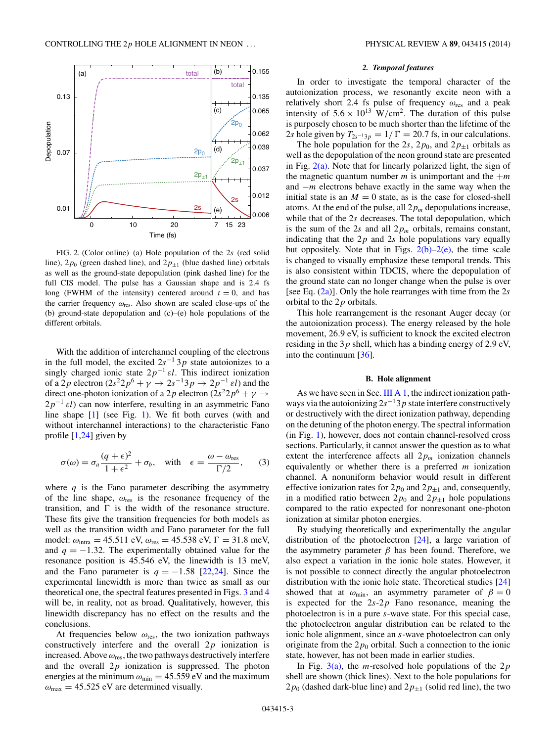FIG. 2. (Color online) (a) Hole population of the $2s$ (red solid line), $2p_0$ (green dashed line), and $2p_{\pm 1}$ (blue dashed line) orbitals as well as the ground-state depopulation (pink dashed line) for the full CIS model. The pulse has a Gaussian shape and is 2.4 fs long (FWHM of the intensity) centered around $t = 0$, and has the carrier frequency $\omega_{\text{res}}$. Also shown are scaled close-ups of the (b) ground-state depopulation and (c)–(e) hole populations of the different orbitals.

With the addition of interchannel coupling of the electrons in the full model, the excited $2s^{-1}3p$ state autoionizes to a singly charged ionic state $2p^{-1}\,\varepsilon l$. This indirect ionization of a $2p$ electron ($2s^2 2p^6 + \gamma \rightarrow 2s^{-1}3p \rightarrow 2p^{-1}\,\varepsilon l$) and the direct one-photon ionization of a $2p$ electron ($2s^2 2p^6 + \gamma \rightarrow 2p^{-1}\,\varepsilon l$) can now interfere, resulting in an asymmetric Fano line shape [1] (see Fig. 1). We fit both curves (with and without interchannel interactions) to the characteristic Fano profile [1,24] given by

$$\sigma(\omega) = \sigma_a \frac{(q+\epsilon)^2}{1+\epsilon^2} + \sigma_b, \quad \text{with} \quad \epsilon = \frac{\omega - \omega_{\text{res}}}{\Gamma/2}, \tag{3}$$

where $q$ is the Fano parameter describing the asymmetry of the line shape, $\omega_{\text{res}}$ is the resonance frequency of the transition, and $\Gamma$ is the width of the resonance structure. These fits give the transition frequencies for both models as well as the transition width and Fano parameter for the full model: $\omega_{\text{intra}} = 45.511$ eV, $\omega_{\text{res}} = 45.538$ eV, $\Gamma = 31.8$ meV, and $q = -1.32$. The experimentally obtained value for the resonance position is 45.546 eV, the linewidth is 13 meV, and the Fano parameter is $q = -1.58$ [22,24]. Since the experimental linewidth is more than twice as small as our theoretical one, the spectral features presented in Figs. 3 and 4 will be, in reality, not as broad. Qualitatively, however, this linewidth discrepancy has no effect on the results and the conclusions.

At frequencies below $\omega_{\text{res}}$, the two ionization pathways constructively interfere and the overall $2p$ ionization is increased. Above $\omega_{\text{res}}$, the two pathways destructively interfere and the overall $2p$ ionization is suppressed. The photon energies at the minimum $\omega_{\min} = 45.559$ eV and the maximum $\omega_{\max} = 45.525$ eV are determined visually.

#### 2. Temporal features

In order to investigate the temporal character of the autoionization process, we resonantly excite neon with a relatively short 2.4 fs pulse of frequency $\omega_{\text{res}}$ and a peak intensity of $5.6 \times 10^{13}$ W/cm$^2$. The duration of this pulse is purposely chosen to be much shorter than the lifetime of the $2s$ hole given by $T_{2s^{-1}3p} = 1/\Gamma = 20.7$ fs, in our calculations.

The hole population for the $2s$, $2p_0$, and $2p_{\pm 1}$ orbitals as well as the depopulation of the neon ground state are presented in Fig. 2(a). Note that for linearly polarized light, the sign of the magnetic quantum number $m$ is unimportant and the $+m$ and $-m$ electrons behave exactly in the same way when the initial state is an $M = 0$ state, as is the case for closed-shell atoms. At the end of the pulse, all $2p_m$ depopulations increase, while that of the $2s$ decreases. The total depopulation, which is the sum of the $2s$ and all $2p_m$ orbitals, remains constant, indicating that the $2p$ and $2s$ hole populations vary equally but oppositely. Note that in Figs. 2(b)–2(e), the time scale is changed to visually emphasize these temporal trends. This is also consistent within TDCIS, where the depopulation of the ground state can no longer change when the pulse is over [see Eq. (2a)]. Only the hole rearranges with time from the $2s$ orbital to the $2p$ orbitals.

This hole rearrangement is the resonant Auger decay (or the autoionization process). The energy released by the hole movement, 26.9 eV, is sufficient to knock the excited electron residing in the $3p$ shell, which has a binding energy of 2.9 eV, into the continuum [36].

### B. Hole alignment

As we have seen in Sec. III A 1, the indirect ionization pathways via the autoionizing $2s^{-1}3p$ state interfere constructively or destructively with the direct ionization pathway, depending on the detuning of the photon energy. The spectral information (in Fig. 1), however, does not contain channel-resolved cross sections. Particularly, it cannot answer the question as to what extent the interference affects all $2p_m$ ionization channels equivalently or whether there is a preferred $m$ ionization channel. A nonuniform behavior would result in different effective ionization rates for $2p_0$ and $2p_{\pm 1}$ and, consequently, in a modified ratio between $2p_0$ and $2p_{\pm 1}$ hole populations compared to the ratio expected for nonresonant one-photon ionization at similar photon energies.

By studying theoretically and experimentally the angular distribution of the photoelectron [24], a large variation of the asymmetry parameter $\beta$ has been found. Therefore, we also expect a variation in the ionic hole states. However, it is not possible to connect directly the angular photoelectron distribution with the ionic hole state. Theoretical studies [24] showed that at $\omega_{\min}$, an asymmetry parameter of $\beta = 0$ is expected for the $2s$-$2p$ Fano resonance, meaning the photoelectron is in a pure $s$-wave state. For this special case, the photoelectron angular distribution can be related to the ionic hole alignment, since an $s$-wave photoelectron can only originate from the $2p_0$ orbital. Such a connection to the ionic state, however, has not been made in earlier studies.

In Fig. 3(a), the $m$-resolved hole populations of the $2p$ shell are shown (thick lines). Next to the hole populations for $2p_0$ (dashed dark-blue line) and $2p_{\pm 1}$ (solid red line), the two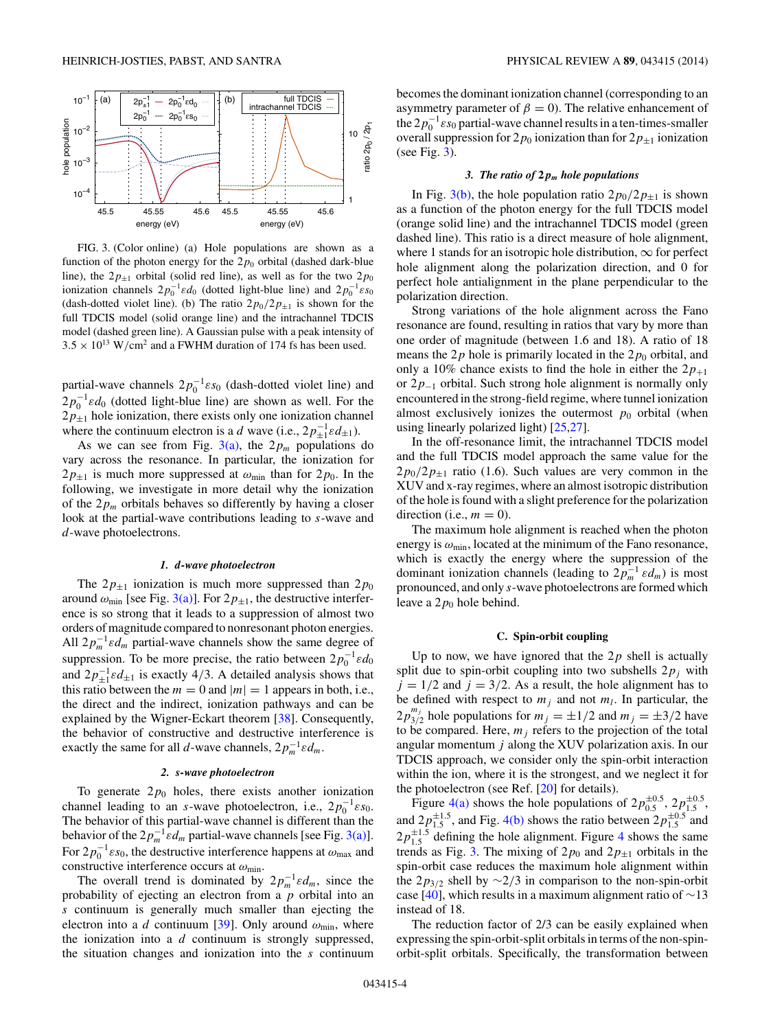FIG. 3. (Color online) (a) Hole populations are shown as a function of the photon energy for the $2p_0$ orbital (dashed dark-blue line), the $2p_{\pm1}$ orbital (solid red line), as well as for the two $2p_0$ ionization channels $2p_0^{-1}\varepsilon d_0$ (dotted light-blue line) and $2p_0^{-1}\varepsilon s_0$ (dash-dotted violet line). (b) The ratio $2p_0/2p_{\pm1}$ is shown for the full TDCIS model (solid orange line) and the intrachannel TDCIS model (dashed green line). A Gaussian pulse with a peak intensity of $3.5 \times 10^{13}$ W/cm$^2$ and a FWHM duration of 174 fs has been used.

partial-wave channels $2p_0^{-1}\varepsilon s_0$ (dash-dotted violet line) and $2p_0^{-1}\varepsilon d_0$ (dotted light-blue line) are shown as well. For the $2p_{\pm1}$ hole ionization, there exists only one ionization channel where the continuum electron is a $d$ wave (i.e., $2p_{\pm1}^{-1}\varepsilon d_{\pm1}$).

As we can see from Fig. 3(a), the $2p_m$ populations do vary across the resonance. In particular, the ionization for $2p_{\pm1}$ is much more suppressed at $\omega_{\min}$ than for $2p_0$. In the following, we investigate in more detail why the ionization of the $2p_m$ orbitals behaves so differently by having a closer look at the partial-wave contributions leading to $s$-wave and $d$-wave photoelectrons.

#### 1. d-wave photoelectron

The $2p_{\pm1}$ ionization is much more suppressed than $2p_0$ around $\omega_{\min}$ [see Fig. 3(a)]. For $2p_{\pm1}$, the destructive interference is so strong that it leads to a suppression of almost two orders of magnitude compared to nonresonant photon energies. All $2p_m^{-1}\varepsilon d_m$ partial-wave channels show the same degree of suppression. To be more precise, the ratio between $2p_0^{-1}\varepsilon d_0$ and $2p_{\pm1}^{-1}\varepsilon d_{\pm1}$ is exactly 4/3. A detailed analysis shows that this ratio between the $m = 0$ and $|m| = 1$ appears in both, i.e., the direct and the indirect, ionization pathways and can be explained by the Wigner-Eckart theorem [38]. Consequently, the behavior of constructive and destructive interference is exactly the same for all $d$-wave channels, $2p_m^{-1}\varepsilon d_m$.

#### 2. s-wave photoelectron

To generate $2p_0$ holes, there exists another ionization channel leading to an $s$-wave photoelectron, i.e., $2p_0^{-1}\varepsilon s_0$. The behavior of this partial-wave channel is different than the behavior of the $2p_m^{-1}\varepsilon d_m$ partial-wave channels [see Fig. 3(a)]. For $2p_0^{-1}\varepsilon s_0$, the destructive interference happens at $\omega_{\max}$ and constructive interference occurs at $\omega_{\min}$.

The overall trend is dominated by $2p_m^{-1}\varepsilon d_m$, since the probability of ejecting an electron from a $p$ orbital into an $s$ continuum is generally much smaller than ejecting the electron into a $d$ continuum [39]. Only around $\omega_{\min}$, where the ionization into a $d$ continuum is strongly suppressed, the situation changes and ionization into the $s$ continuum becomes the dominant ionization channel (corresponding to an asymmetry parameter of $\beta = 0$). The relative enhancement of the $2p_0^{-1}\varepsilon s_0$ partial-wave channel results in a ten-times-smaller overall suppression for $2p_0$ ionization than for $2p_{\pm1}$ ionization (see Fig. 3).

#### 3. The ratio of $2p_m$ hole populations

In Fig. 3(b), the hole population ratio $2p_0/2p_{\pm1}$ is shown as a function of the photon energy for the full TDCIS model (orange solid line) and the intrachannel TDCIS model (green dashed line). This ratio is a direct measure of hole alignment, where 1 stands for an isotropic hole distribution, $\infty$ for perfect hole alignment along the polarization direction, and 0 for perfect hole antialignment in the plane perpendicular to the polarization direction.

Strong variations of the hole alignment across the Fano resonance are found, resulting in ratios that vary by more than one order of magnitude (between 1.6 and 18). A ratio of 18 means the $2p$ hole is primarily located in the $2p_0$ orbital, and only a 10% chance exists to find the hole in either the $2p_{+1}$ or $2p_{-1}$ orbital. Such strong hole alignment is normally only encountered in the strong-field regime, where tunnel ionization almost exclusively ionizes the outermost $p_0$ orbital (when using linearly polarized light) [25,27].

In the off-resonance limit, the intrachannel TDCIS model and the full TDCIS model approach the same value for the $2p_0/2p_{\pm1}$ ratio (1.6). Such values are very common in the XUV and x-ray regimes, where an almost isotropic distribution of the hole is found with a slight preference for the polarization direction (i.e., $m = 0$).

The maximum hole alignment is reached when the photon energy is $\omega_{\min}$, located at the minimum of the Fano resonance, which is exactly the energy where the suppression of the dominant ionization channels (leading to $2p_m^{-1}\varepsilon d_m$) is most pronounced, and only $s$-wave photoelectrons are formed which leave a $2p_0$ hole behind.

### C. Spin-orbit coupling

Up to now, we have ignored that the $2p$ shell is actually split due to spin-orbit coupling into two subshells $2p_j$ with $j = 1/2$ and $j = 3/2$. As a result, the hole alignment has to be defined with respect to $m_j$ and not $m_l$. In particular, the $2p_{3/2}^{m_j}$ hole populations for $m_j = \pm1/2$ and $m_j = \pm3/2$ have to be compared. Here, $m_j$ refers to the projection of the total angular momentum $j$ along the XUV polarization axis. In our TDCIS approach, we consider only the spin-orbit interaction within the ion, where it is the strongest, and we neglect it for the photoelectron (see Ref. [20] for details).

Figure 4(a) shows the hole populations of $2p_{0.5}^{\pm0.5}$, $2p_{1.5}^{\pm0.5}$, and $2p_{1.5}^{\pm1.5}$, and Fig. 4(b) shows the ratio between $2p_{1.5}^{\pm0.5}$ and $2p_{1.5}^{\pm1.5}$ defining the hole alignment. Figure 4 shows the same trends as Fig. 3. The mixing of $2p_0$ and $2p_{\pm1}$ orbitals in the spin-orbit case reduces the maximum hole alignment within the $2p_{3/2}$ shell by $\sim$2/3 in comparison to the non-spin-orbit case [40], which results in a maximum alignment ratio of $\sim$13 instead of 18.

The reduction factor of 2/3 can be easily explained when expressing the spin-orbit-split orbitals in terms of the non-spin-orbit-split orbitals. Specifically, the transformation between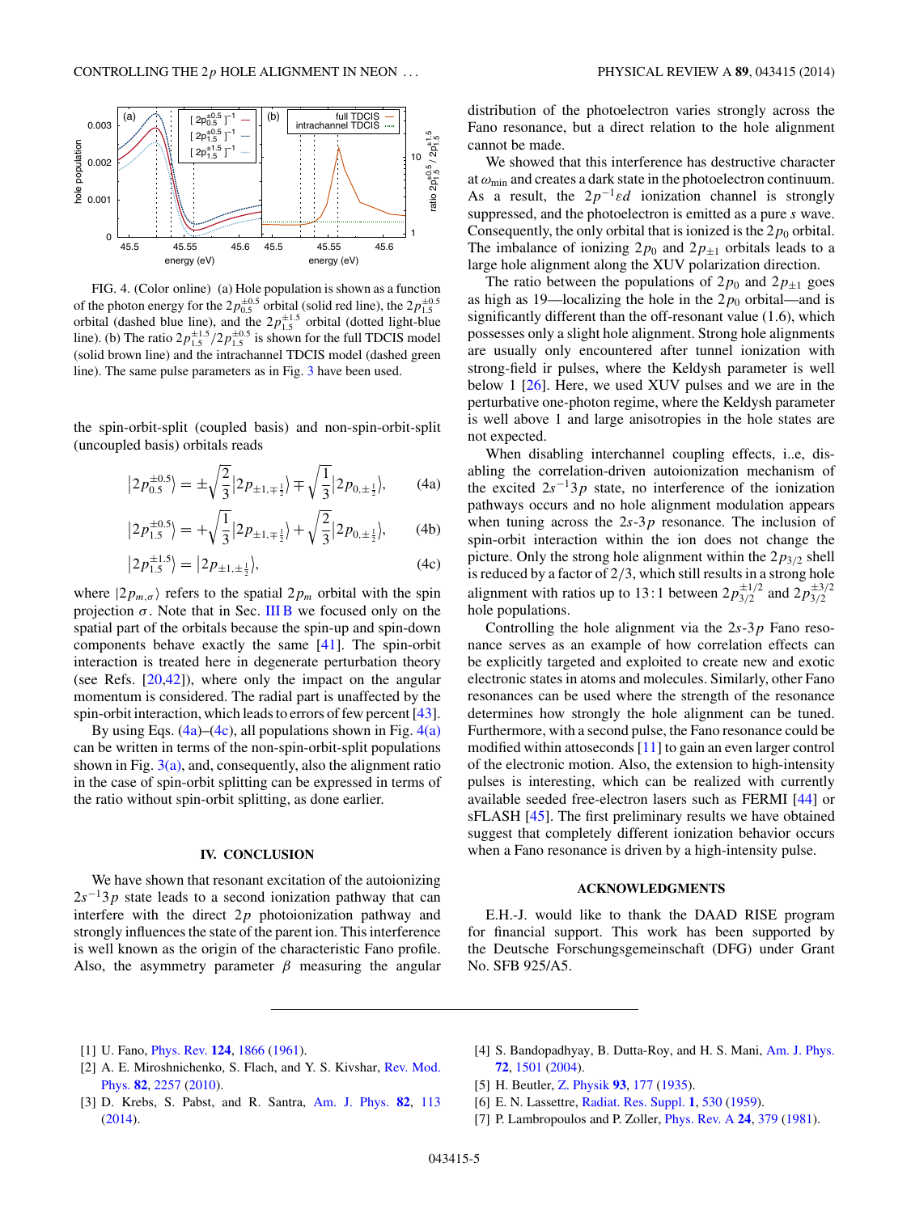FIG. 4. (Color online) (a) Hole population is shown as a function of the photon energy for the $2p_{0.5}^{\pm0.5}$ orbital (solid red line), the $2p_{1.5}^{\pm0.5}$ orbital (dashed blue line), and the $2p_{1.5}^{\pm1.5}$ orbital (dotted light-blue line). (b) The ratio $2p_{1.5}^{\pm1.5}/2p_{1.5}^{\pm0.5}$ is shown for the full TDCIS model (solid brown line) and the intrachannel TDCIS model (dashed green line). The same pulse parameters as in Fig. 3 have been used.

the spin-orbit-split (coupled basis) and non-spin-orbit-split (uncoupled basis) orbitals reads

$$\left|2p_{0.5}^{\pm0.5}\right\rangle = \pm\sqrt{\frac{2}{3}}\left|2p_{\pm1,\mp\frac{1}{2}}\right\rangle \mp \sqrt{\frac{1}{3}}\left|2p_{0,\pm\frac{1}{2}}\right\rangle, \tag{4a}$$

$$\left|2p_{1.5}^{\pm0.5}\right\rangle = +\sqrt{\frac{1}{3}}\left|2p_{\pm1,\mp\frac{1}{2}}\right\rangle + \sqrt{\frac{2}{3}}\left|2p_{0,\pm\frac{1}{2}}\right\rangle, \tag{4b}$$

$$\left|2p_{1.5}^{\pm1.5}\right\rangle = \left|2p_{\pm1,\pm\frac{1}{2}}\right\rangle, \tag{4c}$$

where $|2p_{m,\sigma}\rangle$ refers to the spatial $2p_m$ orbital with the spin projection $\sigma$. Note that in Sec. III B we focused only on the spatial part of the orbitals because the spin-up and spin-down components behave exactly the same [41]. The spin-orbit interaction is treated here in degenerate perturbation theory (see Refs. [20,42]), where only the impact on the angular momentum is considered. The radial part is unaffected by the spin-orbit interaction, which leads to errors of few percent [43].

By using Eqs. (4a)–(4c), all populations shown in Fig. 4(a) can be written in terms of the non-spin-orbit-split populations shown in Fig. 3(a), and, consequently, also the alignment ratio in the case of spin-orbit splitting can be expressed in terms of the ratio without spin-orbit splitting, as done earlier.

## IV. CONCLUSION

We have shown that resonant excitation of the autoionizing $2s^{-1}3p$ state leads to a second ionization pathway that can interfere with the direct $2p$ photoionization pathway and strongly influences the state of the parent ion. This interference is well known as the origin of the characteristic Fano profile. Also, the asymmetry parameter $\beta$ measuring the angular distribution of the photoelectron varies strongly across the Fano resonance, but a direct relation to the hole alignment cannot be made.

We showed that this interference has destructive character at $\omega_{\rm min}$ and creates a dark state in the photoelectron continuum. As a result, the $2p^{-1}\varepsilon d$ ionization channel is strongly suppressed, and the photoelectron is emitted as a pure $s$ wave. Consequently, the only orbital that is ionized is the $2p_0$ orbital. The imbalance of ionizing $2p_0$ and $2p_{\pm1}$ orbitals leads to a large hole alignment along the XUV polarization direction.

The ratio between the populations of $2p_0$ and $2p_{\pm1}$ goes as high as 19—localizing the hole in the $2p_0$ orbital—and is significantly different than the off-resonant value (1.6), which possesses only a slight hole alignment. Strong hole alignments are usually only encountered after tunnel ionization with strong-field ir pulses, where the Keldysh parameter is well below 1 [26]. Here, we used XUV pulses and we are in the perturbative one-photon regime, where the Keldysh parameter is well above 1 and large anisotropies in the hole states are not expected.

When disabling interchannel coupling effects, i..e, disabling the correlation-driven autoionization mechanism of the excited $2s^{-1}3p$ state, no interference of the ionization pathways occurs and no hole alignment modulation appears when tuning across the $2s$-$3p$ resonance. The inclusion of spin-orbit interaction within the ion does not change the picture. Only the strong hole alignment within the $2p_{3/2}$ shell is reduced by a factor of 2/3, which still results in a strong hole alignment with ratios up to 13 : 1 between $2p_{3/2}^{\pm1/2}$ and $2p_{3/2}^{\pm3/2}$ hole populations.

Controlling the hole alignment via the $2s$-$3p$ Fano resonance serves as an example of how correlation effects can be explicitly targeted and exploited to create new and exotic electronic states in atoms and molecules. Similarly, other Fano resonances can be used where the strength of the resonance determines how strongly the hole alignment can be tuned. Furthermore, with a second pulse, the Fano resonance could be modified within attoseconds [11] to gain an even larger control of the electronic motion. Also, the extension to high-intensity pulses is interesting, which can be realized with currently available seeded free-electron lasers such as FERMI [44] or sFLASH [45]. The first preliminary results we have obtained suggest that completely different ionization behavior occurs when a Fano resonance is driven by a high-intensity pulse.

## ACKNOWLEDGMENTS

E.H.-J. would like to thank the DAAD RISE program for financial support. This work has been supported by the Deutsche Forschungsgemeinschaft (DFG) under Grant No. SFB 925/A5.

---

[1] U. Fano, Phys. Rev. **124**, 1866 (1961).
[2] A. E. Miroshnichenko, S. Flach, and Y. S. Kivshar, Rev. Mod. Phys. **82**, 2257 (2010).
[3] D. Krebs, S. Pabst, and R. Santra, Am. J. Phys. **82**, 113 (2014).
[4] S. Bandopadhyay, B. Dutta-Roy, and H. S. Mani, Am. J. Phys. **72**, 1501 (2004).
[5] H. Beutler, Z. Physik **93**, 177 (1935).
[6] E. N. Lassettre, Radiat. Res. Suppl. **1**, 530 (1959).
[7] P. Lambropoulos and P. Zoller, Phys. Rev. A **24**, 379 (1981).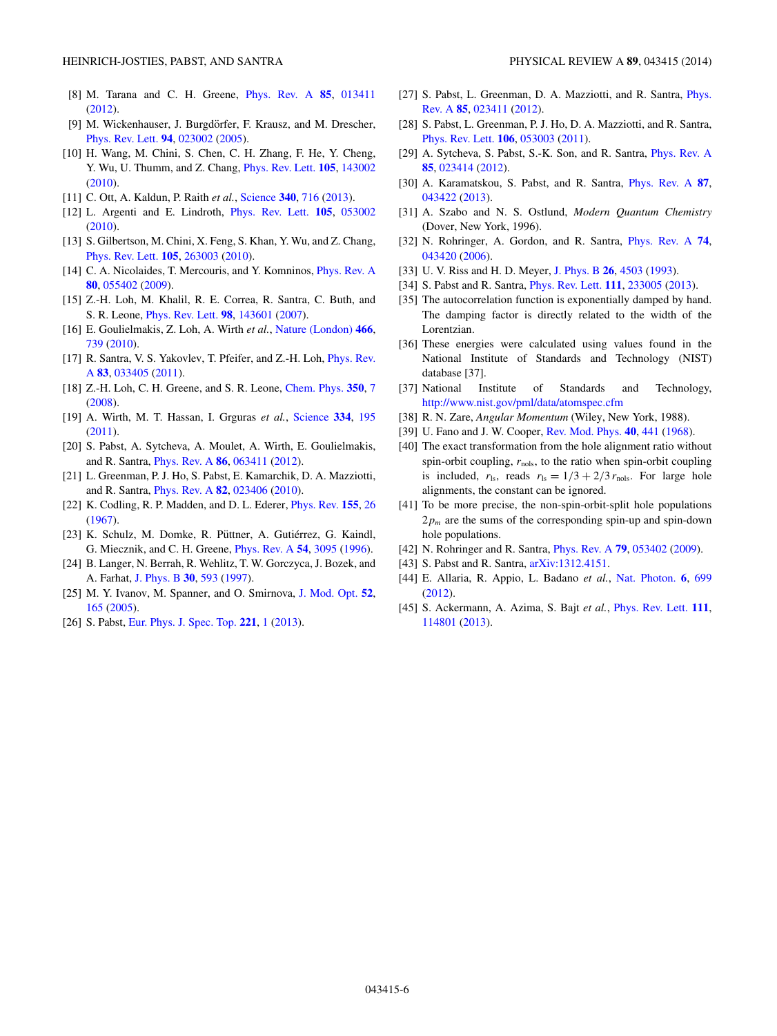[8] M. Tarana and C. H. Greene, Phys. Rev. A **85**, 013411 (2012).

[9] M. Wickenhauser, J. Burgdörfer, F. Krausz, and M. Drescher, Phys. Rev. Lett. **94**, 023002 (2005).

[10] H. Wang, M. Chini, S. Chen, C. H. Zhang, F. He, Y. Cheng, Y. Wu, U. Thumm, and Z. Chang, Phys. Rev. Lett. **105**, 143002 (2010).

[11] C. Ott, A. Kaldun, P. Raith *et al.*, Science **340**, 716 (2013).

[12] L. Argenti and E. Lindroth, Phys. Rev. Lett. **105**, 053002 (2010).

[13] S. Gilbertson, M. Chini, X. Feng, S. Khan, Y. Wu, and Z. Chang, Phys. Rev. Lett. **105**, 263003 (2010).

[14] C. A. Nicolaides, T. Mercouris, and Y. Komninos, Phys. Rev. A **80**, 055402 (2009).

[15] Z.-H. Loh, M. Khalil, R. E. Correa, R. Santra, C. Buth, and S. R. Leone, Phys. Rev. Lett. **98**, 143601 (2007).

[16] E. Goulielmakis, Z. Loh, A. Wirth *et al.*, Nature (London) **466**, 739 (2010).

[17] R. Santra, V. S. Yakovlev, T. Pfeifer, and Z.-H. Loh, Phys. Rev. A **83**, 033405 (2011).

[18] Z.-H. Loh, C. H. Greene, and S. R. Leone, Chem. Phys. **350**, 7 (2008).

[19] A. Wirth, M. T. Hassan, I. Grguras *et al.*, Science **334**, 195 (2011).

[20] S. Pabst, A. Sytcheva, A. Moulet, A. Wirth, E. Goulielmakis, and R. Santra, Phys. Rev. A **86**, 063411 (2012).

[21] L. Greenman, P. J. Ho, S. Pabst, E. Kamarchik, D. A. Mazziotti, and R. Santra, Phys. Rev. A **82**, 023406 (2010).

[22] K. Codling, R. P. Madden, and D. L. Ederer, Phys. Rev. **155**, 26 (1967).

[23] K. Schulz, M. Domke, R. Püttner, A. Gutiérrez, G. Kaindl, G. Miecznik, and C. H. Greene, Phys. Rev. A **54**, 3095 (1996).

[24] B. Langer, N. Berrah, R. Wehlitz, T. W. Gorczyca, J. Bozek, and A. Farhat, J. Phys. B **30**, 593 (1997).

[25] M. Y. Ivanov, M. Spanner, and O. Smirnova, J. Mod. Opt. **52**, 165 (2005).

[26] S. Pabst, Eur. Phys. J. Spec. Top. **221**, 1 (2013).

[27] S. Pabst, L. Greenman, D. A. Mazziotti, and R. Santra, Phys. Rev. A **85**, 023411 (2012).

[28] S. Pabst, L. Greenman, P. J. Ho, D. A. Mazziotti, and R. Santra, Phys. Rev. Lett. **106**, 053003 (2011).

[29] A. Sytcheva, S. Pabst, S.-K. Son, and R. Santra, Phys. Rev. A **85**, 023414 (2012).

[30] A. Karamatskou, S. Pabst, and R. Santra, Phys. Rev. A **87**, 043422 (2013).

[31] A. Szabo and N. S. Ostlund, *Modern Quantum Chemistry* (Dover, New York, 1996).

[32] N. Rohringer, A. Gordon, and R. Santra, Phys. Rev. A **74**, 043420 (2006).

[33] U. V. Riss and H. D. Meyer, J. Phys. B **26**, 4503 (1993).

[34] S. Pabst and R. Santra, Phys. Rev. Lett. **111**, 233005 (2013).

[35] The autocorrelation function is exponentially damped by hand. The damping factor is directly related to the width of the Lorentzian.

[36] These energies were calculated using values found in the National Institute of Standards and Technology (NIST) database [37].

[37] National Institute of Standards and Technology, http://www.nist.gov/pml/data/atomspec.cfm

[38] R. N. Zare, *Angular Momentum* (Wiley, New York, 1988).

[39] U. Fano and J. W. Cooper, Rev. Mod. Phys. **40**, 441 (1968).

[40] The exact transformation from the hole alignment ratio without spin-orbit coupling, $r_{\text{nols}}$, to the ratio when spin-orbit coupling is included, $r_{\text{ls}}$, reads $r_{\text{ls}} = 1/3 + 2/3\, r_{\text{nols}}$. For large hole alignments, the constant can be ignored.

[41] To be more precise, the non-spin-orbit-split hole populations $2p_m$ are the sums of the corresponding spin-up and spin-down hole populations.

[42] N. Rohringer and R. Santra, Phys. Rev. A **79**, 053402 (2009).

[43] S. Pabst and R. Santra, arXiv:1312.4151.

[44] E. Allaria, R. Appio, L. Badano *et al.*, Nat. Photon. **6**, 699 (2012).

[45] S. Ackermann, A. Azima, S. Bajt *et al.*, Phys. Rev. Lett. **111**, 114801 (2013).